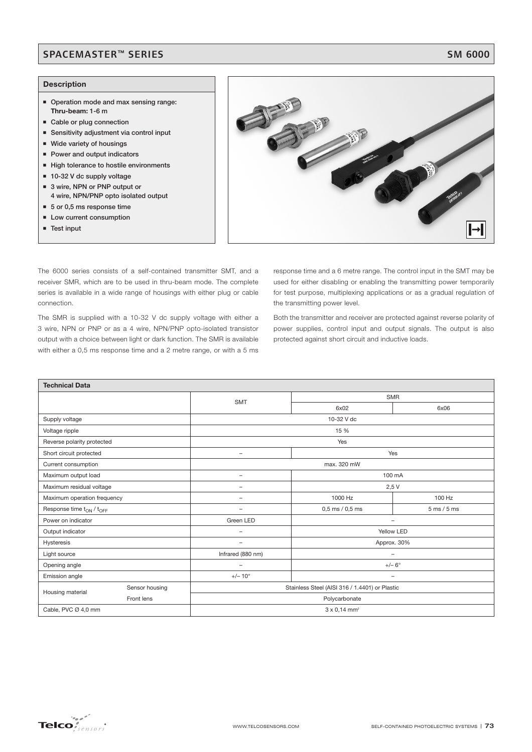# SPACEMASTER™ SERIES

## SM 6000

### Description

- Operation mode and max sensing range: **Thru-beam:** 1-6 m
- Cable or plug connection
- Sensitivity adjustment via control input
- Wide variety of housings
- Power and output indicators
- High tolerance to hostile environments
- 10-32 V dc supply voltage
- 3 wire, NPN or PNP output or 4 wire, NPN/PNP opto isolated output
- 5 or 0,5 ms response time
- Low current consumption
- Test input

The 6000 series consists of a self-contained transmitter SMT, and a receiver SMR, which are to be used in thru-beam mode. The complete series is available in a wide range of housings with either plug or cable connection.

The SMR is supplied with a 10-32 V dc supply voltage with either a 3 wire, NPN or PNP or as a 4 wire, NPN/PNP opto-isolated transistor output with a choice between light or dark function. The SMR is available with either a 0,5 ms response time and a 2 metre range, or with a 5 ms response time and a 6 metre range. The control input in the SMT may be used for either disabling or enabling the transmitting power temporarily for test purpose, multiplexing applications or as a gradual regulation of the transmitting power level.

Both the transmitter and receiver are protected against reverse polarity of power supplies, control input and output signals. The output is also protected against short circuit and inductive loads.

### Technical Data

| | | SMT | SMR | |
|---|---|---|---|---|
| | | | 6x02 | 6x06 |
| Supply voltage | | 10-32 V dc | | |
| Voltage ripple | | 15 % | | |
| Reverse polarity protected | | Yes | | |
| Short circuit protected | | – | Yes | |
| Current consumption | | max. 320 mW | | |
| Maximum output load | | – | 100 mA | |
| Maximum residual voltage | | – | 2,5 V | |
| Maximum operation frequency | | – | 1000 Hz | 100 Hz |
| Response time $t_{ON}$ / $t_{OFF}$ | | – | 0,5 ms / 0,5 ms | 5 ms / 5 ms |
| Power on indicator | | Green LED | – | |
| Output indicator | | – | Yellow LED | |
| Hysteresis | | – | Approx. 30% | |
| Light source | | Infrared (880 nm) | – | |
| Opening angle | | – | +/– 6° | |
| Emission angle | | +/– 10° | – | |
| Housing material | Sensor housing | Stainless Steel (AISI 316 / 1.4401) or Plastic | | |
| | Front lens | Polycarbonate | | |
| Cable, PVC Ø 4,0 mm | | 3 x 0,14 mm² | | |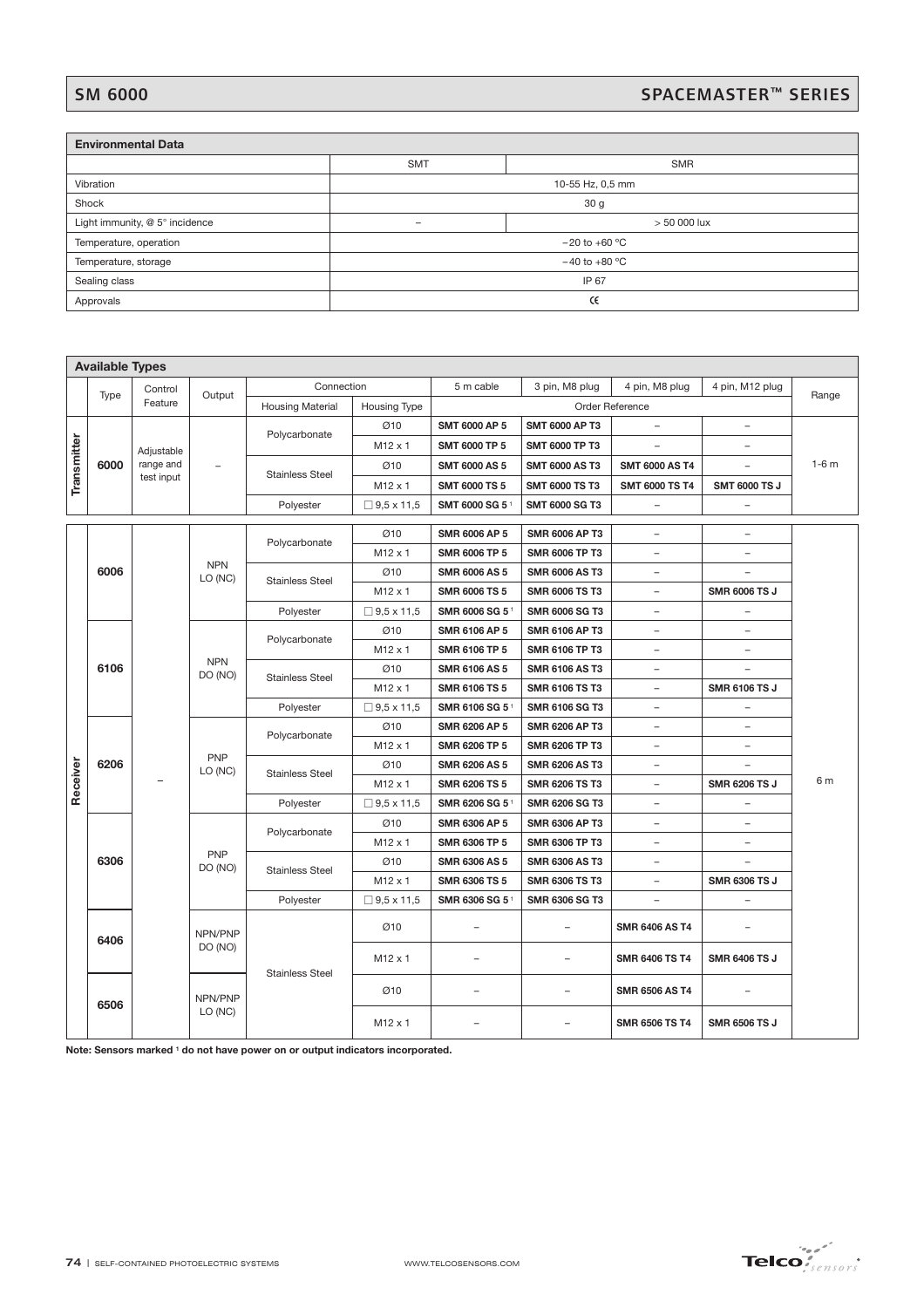## SM 6000 — SPACEMASTER™ SERIES

| Environmental Data | SMT | SMR |
|---|---|---|
| Vibration | 10-55 Hz, 0,5 mm | |
| Shock | 30 g | |
| Light immunity, @ 5° incidence | – | > 50 000 lux |
| Temperature, operation | −20 to +60 °C | |
| Temperature, storage | −40 to +80 °C | |
| Sealing class | IP 67 | |
| Approvals | CE | |

**Available Types**

| | Type | Control Feature | Output | Connection: Housing Material | Connection: Housing Type | 5 m cable | 3 pin, M8 plug | 4 pin, M8 plug | 4 pin, M12 plug | Range |
|---|---|---|---|---|---|---|---|---|---|---|
| | | | | | | Order Reference | | | | |
| Transmitter | 6000 | Adjustable range and test input | – | Polycarbonate | Ø10 | SMT 6000 AP 5 | SMT 6000 AP T3 | – | – | 1-6 m |
| | | | | | M12 x 1 | SMT 6000 TP 5 | SMT 6000 TP T3 | – | – | |
| | | | | Stainless Steel | Ø10 | SMT 6000 AS 5 | SMT 6000 AS T3 | SMT 6000 AS T4 | – | |
| | | | | | M12 x 1 | SMT 6000 TS 5 | SMT 6000 TS T3 | SMT 6000 TS T4 | SMT 6000 TS J | |
| | | | | Polyester | □ 9,5 x 11,5 | SMT 6000 SG 5 [1] | SMT 6000 SG T3 | – | – | |
| Receiver | 6006 | – | NPN LO (NC) | Polycarbonate | Ø10 | SMR 6006 AP 5 | SMR 6006 AP T3 | – | – | 6 m |
| | | | | | M12 x 1 | SMR 6006 TP 5 | SMR 6006 TP T3 | – | – | |
| | | | | Stainless Steel | Ø10 | SMR 6006 AS 5 | SMR 6006 AS T3 | – | – | |
| | | | | | M12 x 1 | SMR 6006 TS 5 | SMR 6006 TS T3 | – | SMR 6006 TS J | |
| | | | | Polyester | □ 9,5 x 11,5 | SMR 6006 SG 5 [1] | SMR 6006 SG T3 | – | – | |
| | 6106 | | NPN DO (NO) | Polycarbonate | Ø10 | SMR 6106 AP 5 | SMR 6106 AP T3 | – | – | |
| | | | | | M12 x 1 | SMR 6106 TP 5 | SMR 6106 TP T3 | – | – | |
| | | | | Stainless Steel | Ø10 | SMR 6106 AS 5 | SMR 6106 AS T3 | – | – | |
| | | | | | M12 x 1 | SMR 6106 TS 5 | SMR 6106 TS T3 | – | SMR 6106 TS J | |
| | | | | Polyester | □ 9,5 x 11,5 | SMR 6106 SG 5 [1] | SMR 6106 SG T3 | – | – | |
| | 6206 | | PNP LO (NC) | Polycarbonate | Ø10 | SMR 6206 AP 5 | SMR 6206 AP T3 | – | – | |
| | | | | | M12 x 1 | SMR 6206 TP 5 | SMR 6206 TP T3 | – | – | |
| | | | | Stainless Steel | Ø10 | SMR 6206 AS 5 | SMR 6206 AS T3 | – | – | |
| | | | | | M12 x 1 | SMR 6206 TS 5 | SMR 6206 TS T3 | – | SMR 6206 TS J | |
| | | | | Polyester | □ 9,5 x 11,5 | SMR 6206 SG 5 [1] | SMR 6206 SG T3 | – | – | |
| | 6306 | | PNP DO (NO) | Polycarbonate | Ø10 | SMR 6306 AP 5 | SMR 6306 AP T3 | – | – | |
| | | | | | M12 x 1 | SMR 6306 TP 5 | SMR 6306 TP T3 | – | – | |
| | | | | Stainless Steel | Ø10 | SMR 6306 AS 5 | SMR 6306 AS T3 | – | – | |
| | | | | | M12 x 1 | SMR 6306 TS 5 | SMR 6306 TS T3 | – | SMR 6306 TS J | |
| | | | | Polyester | □ 9,5 x 11,5 | SMR 6306 SG 5 [1] | SMR 6306 SG T3 | – | – | |
| | 6406 | | NPN/PNP DO (NO) | Stainless Steel | Ø10 | – | – | SMR 6406 AS T4 | – | |
| | | | | | M12 x 1 | – | – | SMR 6406 TS T4 | SMR 6406 TS J | |
| | 6506 | | NPN/PNP LO (NC) | | Ø10 | – | – | SMR 6506 AS T4 | – | |
| | | | | | M12 x 1 | – | – | SMR 6506 TS T4 | SMR 6506 TS J | |

**Note: Sensors marked [1] do not have power on or output indicators incorporated.**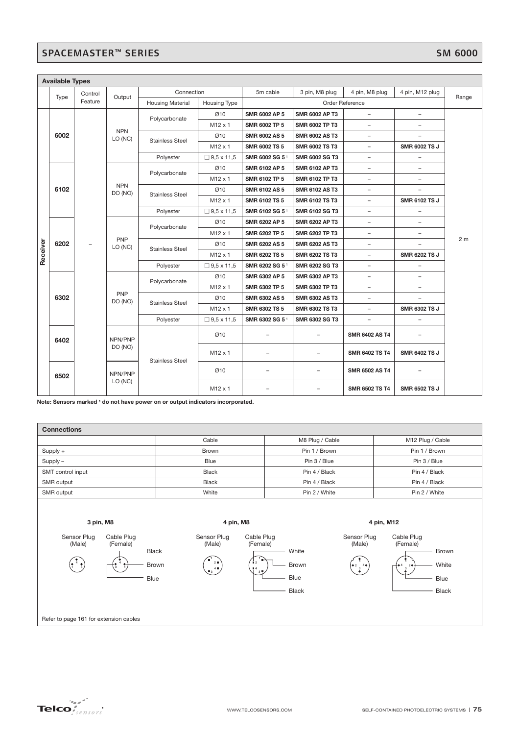## Available Types

| | Type | Control Feature | Output | Connection | | 5m cable | 3 pin, M8 plug | 4 pin, M8 plug | 4 pin, M12 plug | Range |
|---|---|---|---|---|---|---|---|---|---|---|
| | | | | Housing Material | Housing Type | Order Reference | | | | |
| Receiver | 6002 | – | NPN LO (NC) | Polycarbonate | Ø10 | **SMR 6002 AP 5** | **SMR 6002 AP T3** | – | – | 2 m |
| | | | | | M12 x 1 | **SMR 6002 TP 5** | **SMR 6002 TP T3** | – | – | |
| | | | | Stainless Steel | Ø10 | **SMR 6002 AS 5** | **SMR 6002 AS T3** | – | – | |
| | | | | | M12 x 1 | **SMR 6002 TS 5** | **SMR 6002 TS T3** | – | **SMR 6002 TS J** | |
| | | | | Polyester | □ 9,5 x 11,5 | **SMR 6002 SG 5** [1] | **SMR 6002 SG T3** | – | – | |
| | 6102 | | NPN DO (NO) | Polycarbonate | Ø10 | **SMR 6102 AP 5** | **SMR 6102 AP T3** | – | – | |
| | | | | | M12 x 1 | **SMR 6102 TP 5** | **SMR 6102 TP T3** | – | – | |
| | | | | Stainless Steel | Ø10 | **SMR 6102 AS 5** | **SMR 6102 AS T3** | – | – | |
| | | | | | M12 x 1 | **SMR 6102 TS 5** | **SMR 6102 TS T3** | – | **SMR 6102 TS J** | |
| | | | | Polyester | □ 9,5 x 11,5 | **SMR 6102 SG 5** [1] | **SMR 6102 SG T3** | – | – | |
| | 6202 | | PNP LO (NC) | Polycarbonate | Ø10 | **SMR 6202 AP 5** | **SMR 6202 AP T3** | – | – | |
| | | | | | M12 x 1 | **SMR 6202 TP 5** | **SMR 6202 TP T3** | – | – | |
| | | | | Stainless Steel | Ø10 | **SMR 6202 AS 5** | **SMR 6202 AS T3** | – | – | |
| | | | | | M12 x 1 | **SMR 6202 TS 5** | **SMR 6202 TS T3** | – | **SMR 6202 TS J** | |
| | | | | Polyester | □ 9,5 x 11,5 | **SMR 6202 SG 5** [1] | **SMR 6202 SG T3** | – | – | |
| | 6302 | | PNP DO (NO) | Polycarbonate | Ø10 | **SMR 6302 AP 5** | **SMR 6302 AP T3** | – | – | |
| | | | | | M12 x 1 | **SMR 6302 TP 5** | **SMR 6302 TP T3** | – | – | |
| | | | | Stainless Steel | Ø10 | **SMR 6302 AS 5** | **SMR 6302 AS T3** | – | – | |
| | | | | | M12 x 1 | **SMR 6302 TS 5** | **SMR 6302 TS T3** | – | **SMR 6302 TS J** | |
| | | | | Polyester | □ 9,5 x 11,5 | **SMR 6302 SG 5** [1] | **SMR 6302 SG T3** | – | – | |
| | 6402 | | NPN/PNP DO (NO) | Stainless Steel | Ø10 | – | – | **SMR 6402 AS T4** | – | |
| | | | | | M12 x 1 | – | – | **SMR 6402 TS T4** | **SMR 6402 TS J** | |
| | 6502 | | NPN/PNP LO (NC) | | Ø10 | – | – | **SMR 6502 AS T4** | – | |
| | | | | | M12 x 1 | – | – | **SMR 6502 TS T4** | **SMR 6502 TS J** | |

**Note: Sensors marked [1] do not have power on or output indicators incorporated.**

## Connections

| | Cable | M8 Plug / Cable | M12 Plug / Cable |
|---|---|---|---|
| Supply + | Brown | Pin 1 / Brown | Pin 1 / Brown |
| Supply – | Blue | Pin 3 / Blue | Pin 3 / Blue |
| SMT control input | Black | Pin 4 / Black | Pin 4 / Black |
| SMR output | Black | Pin 4 / Black | Pin 4 / Black |
| SMR output | White | Pin 2 / White | Pin 2 / White |

**3 pin, M8**

Sensor Plug (Male) | Cable Plug (Female): Black, Brown, Blue

**4 pin, M8**

Sensor Plug (Male) | Cable Plug (Female): White, Brown, Blue, Black

**4 pin, M12**

Sensor Plug (Male) | Cable Plug (Female): Brown, White, Blue, Black

Refer to page 161 for extension cables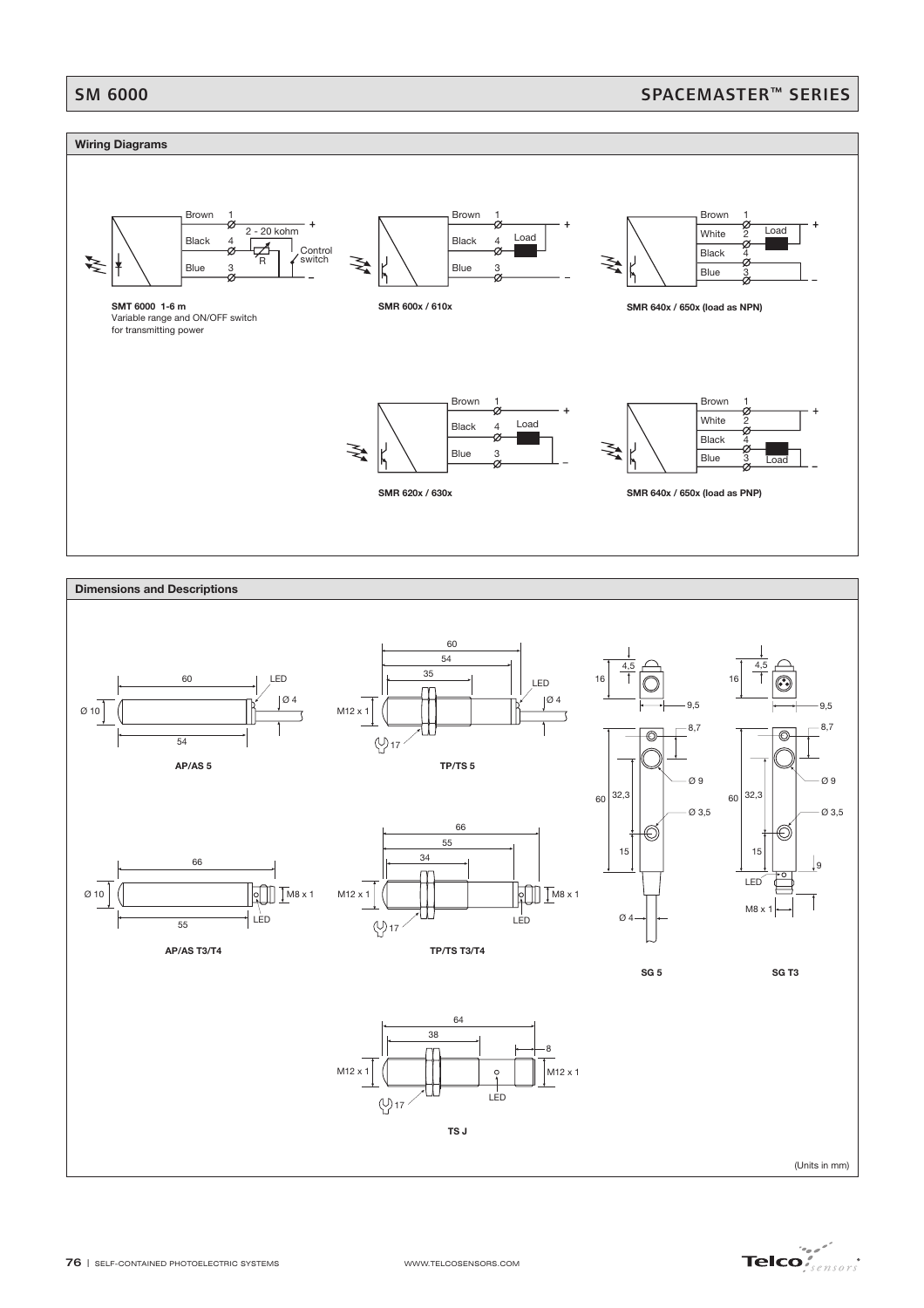# SM 6000

## SPACEMASTER™ SERIES

### Wiring Diagrams

Brown 1 +
Black 4 — 2 - 20 kohm, R — Control switch
Blue 3 –

**SMT 6000 1-6 m**
Variable range and ON/OFF switch for transmitting power

Brown 1 +
Black 4 Load
Blue 3 –

**SMR 600x / 610x**

Brown 1 +
White 2 Load
Black 4
Blue 3 –

**SMR 640x / 650x (load as NPN)**

Brown 1 +
Black 4 Load
Blue 3 –

**SMR 620x / 630x**

Brown 1 +
White 2
Black 4
Blue 3 Load –

**SMR 640x / 650x (load as PNP)**

### Dimensions and Descriptions

**AP/AS 5** — 60, 54, Ø 10, Ø 4, LED

**TP/TS 5** — 60, 54, 35, M12 x 1, 17, Ø 4, LED

**SG 5** — 4,5, 16, 9,5, 8,7, Ø 9, Ø 3,5, 60, 32,3, 15, Ø 4

**SG T3** — 4,5, 16, 9,5, 8,7, Ø 9, Ø 3,5, 60, 32,3, 15, 9, LED, M8 x 1

**AP/AS T3/T4** — 66, 55, Ø 10, M8 x 1, LED

**TP/TS T3/T4** — 66, 55, 34, M12 x 1, 17, M8 x 1, LED

**TS J** — 64, 38, 8, M12 x 1, 17, M12 x 1, LED

(Units in mm)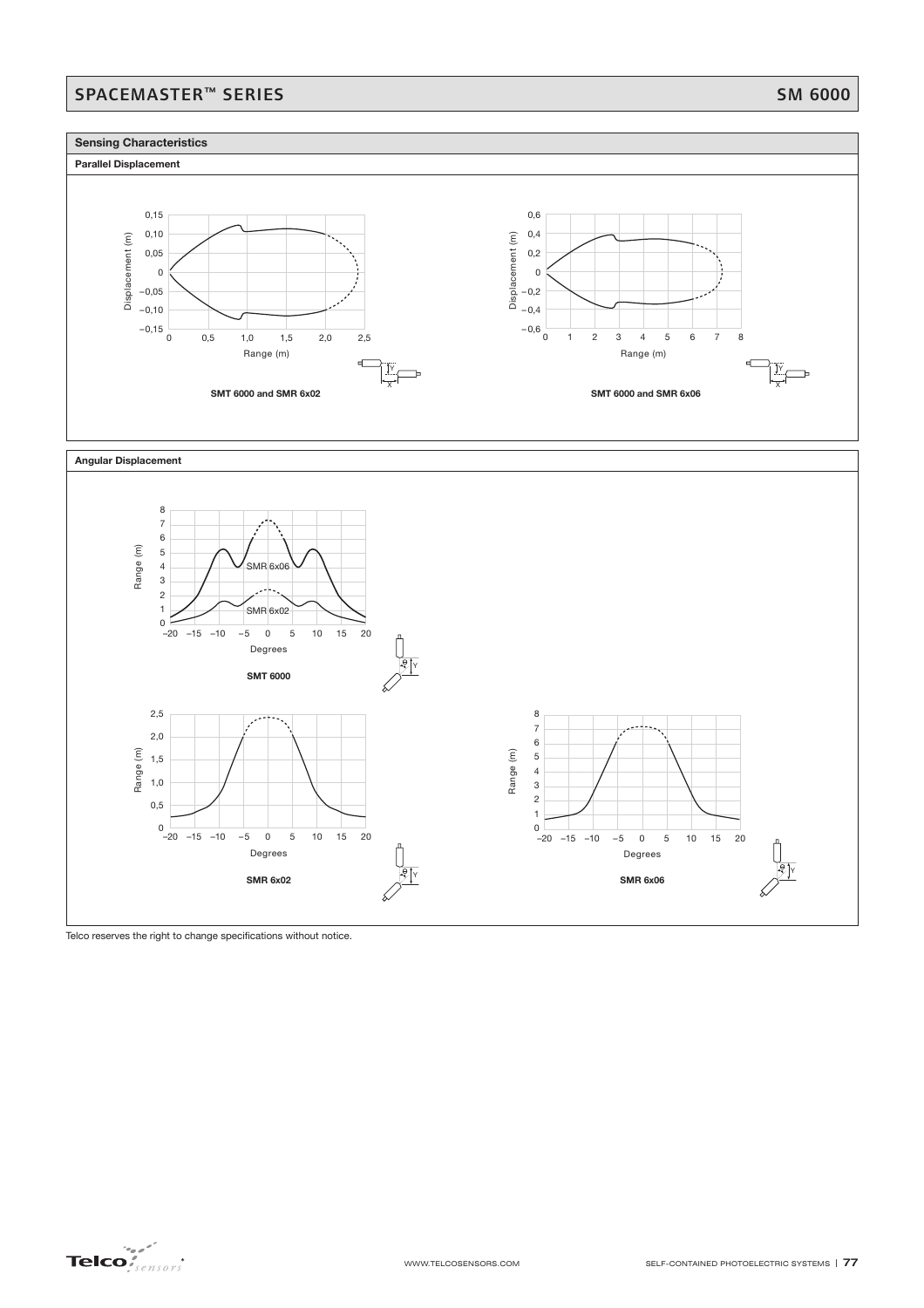## Sensing Characteristics

### Parallel Displacement

0,15
0,10
0,05
0
−0,05
−0,10
−0,15
Displacement (m)
0 0,5 1,0 1,5 2,0 2,5
Range (m)
Y
X

**SMT 6000 and SMR 6x02**

0,6
0,4
0,2
0
−0,2
−0,4
−0,6
Displacement (m)
0 1 2 3 4 5 6 7 8
Range (m)
Y
X

**SMT 6000 and SMR 6x06**

### Angular Displacement

8
7
6
5
4
3
2
1
0
Range (m)
SMR 6x06
SMR 6x02
−20 −15 −10 −5 0 5 10 15 20
Degrees
θ
Y

**SMT 6000**

2,5
2,0
1,5
1,0
0,5
0
Range (m)
−20 −15 −10 −5 0 5 10 15 20
Degrees
θ
Y

**SMR 6x02**

8
7
6
5
4
3
2
1
0
Range (m)
−20 −15 −10 −5 0 5 10 15 20
Degrees
θ
Y

**SMR 6x06**

Telco reserves the right to change specifications without notice.